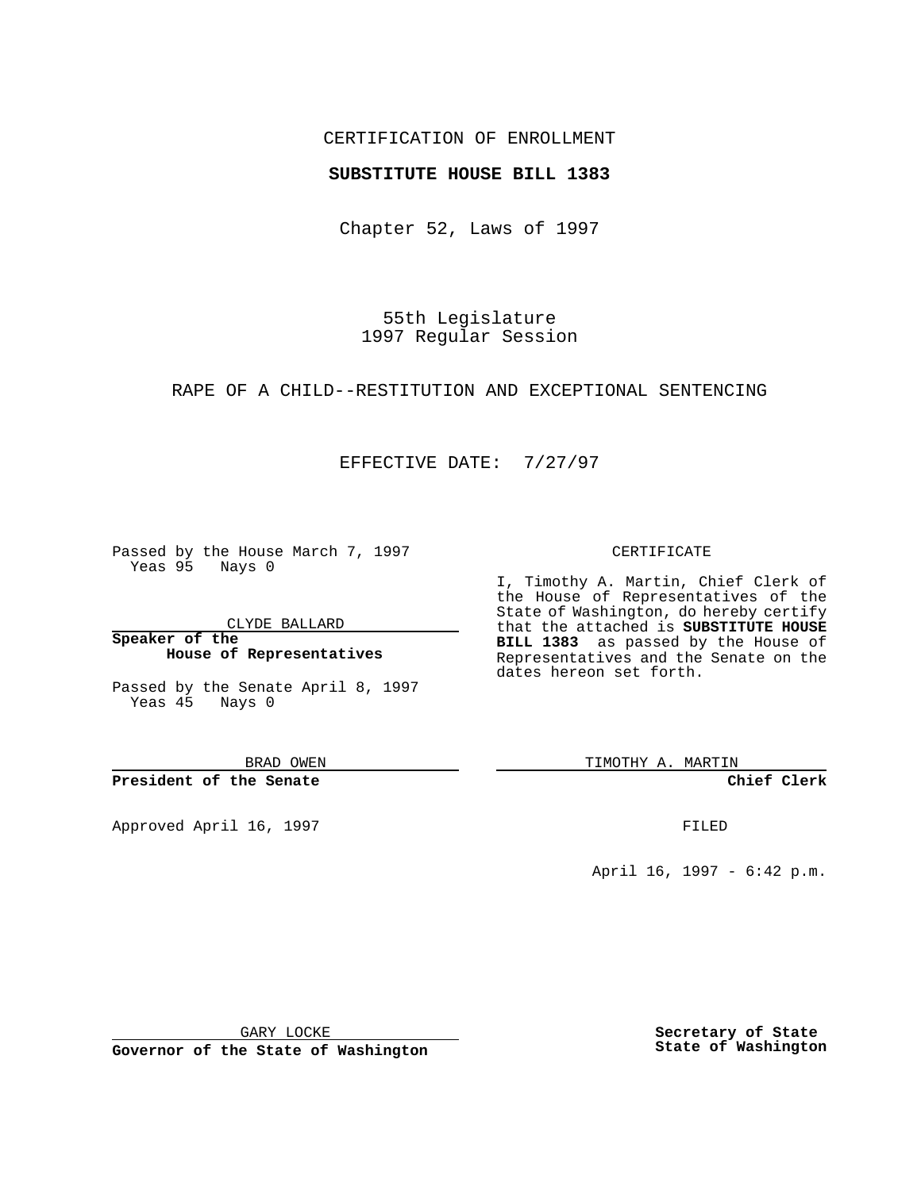CERTIFICATION OF ENROLLMENT

**SUBSTITUTE HOUSE BILL 1383**

Chapter 52, Laws of 1997

55th Legislature
1997 Regular Session

RAPE OF A CHILD--RESTITUTION AND EXCEPTIONAL SENTENCING

EFFECTIVE DATE: 7/27/97

Passed by the House March 7, 1997
Yeas 95 Nays 0

CLYDE BALLARD

**Speaker of the House of Representatives**

Passed by the Senate April 8, 1997
Yeas 45 Nays 0

BRAD OWEN

**President of the Senate**

Approved April 16, 1997

GARY LOCKE

**Governor of the State of Washington**

CERTIFICATE

I, Timothy A. Martin, Chief Clerk of the House of Representatives of the State of Washington, do hereby certify that the attached is **SUBSTITUTE HOUSE BILL 1383** as passed by the House of Representatives and the Senate on the dates hereon set forth.

TIMOTHY A. MARTIN

**Chief Clerk**

FILED

April 16, 1997 - 6:42 p.m.

**Secretary of State State of Washington**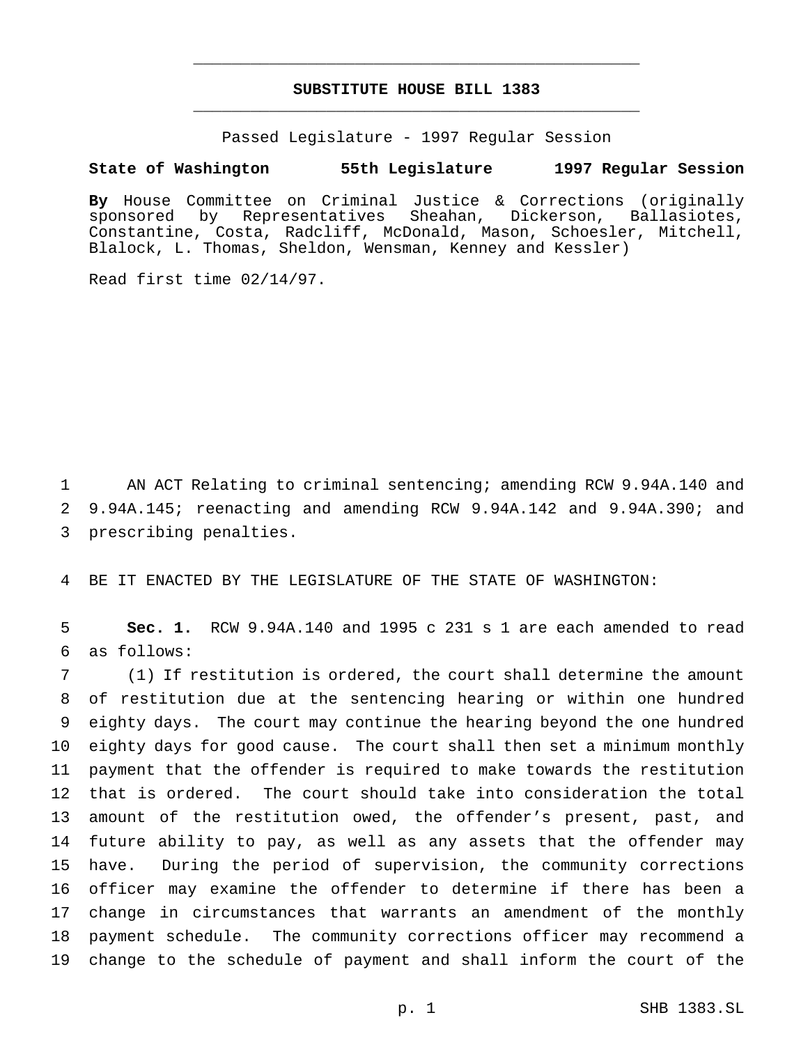# SUBSTITUTE HOUSE BILL 1383

Passed Legislature - 1997 Regular Session

**State of Washington 55th Legislature 1997 Regular Session**

**By** House Committee on Criminal Justice & Corrections (originally sponsored by Representatives Sheahan, Dickerson, Ballasiotes, Constantine, Costa, Radcliff, McDonald, Mason, Schoesler, Mitchell, Blalock, L. Thomas, Sheldon, Wensman, Kenney and Kessler)

Read first time 02/14/97.

1 AN ACT Relating to criminal sentencing; amending RCW 9.94A.140 and
2 9.94A.145; reenacting and amending RCW 9.94A.142 and 9.94A.390; and
3 prescribing penalties.

4 BE IT ENACTED BY THE LEGISLATURE OF THE STATE OF WASHINGTON:

5 **Sec. 1.** RCW 9.94A.140 and 1995 c 231 s 1 are each amended to read
6 as follows:
7 (1) If restitution is ordered, the court shall determine the amount
8 of restitution due at the sentencing hearing or within one hundred
9 eighty days. The court may continue the hearing beyond the one hundred
10 eighty days for good cause. The court shall then set a minimum monthly
11 payment that the offender is required to make towards the restitution
12 that is ordered. The court should take into consideration the total
13 amount of the restitution owed, the offender's present, past, and
14 future ability to pay, as well as any assets that the offender may
15 have. During the period of supervision, the community corrections
16 officer may examine the offender to determine if there has been a
17 change in circumstances that warrants an amendment of the monthly
18 payment schedule. The community corrections officer may recommend a
19 change to the schedule of payment and shall inform the court of the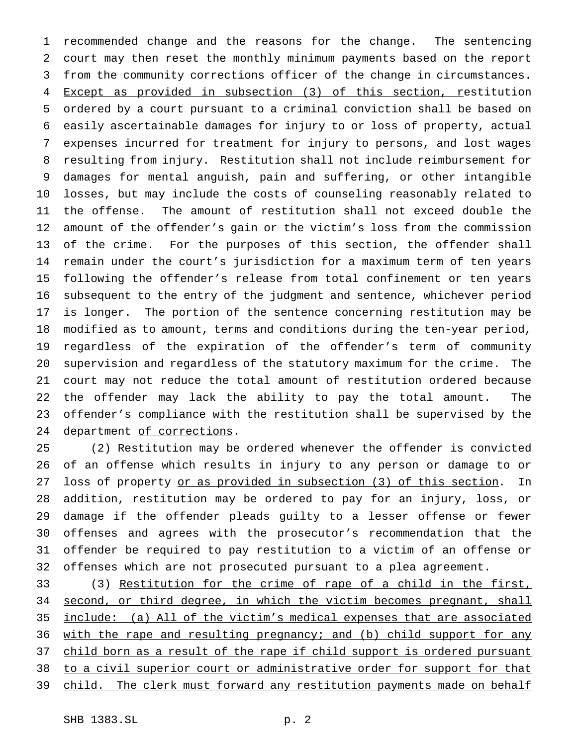recommended change and the reasons for the change. The sentencing court may then reset the monthly minimum payments based on the report from the community corrections officer of the change in circumstances. Except as provided in subsection (3) of this section, restitution ordered by a court pursuant to a criminal conviction shall be based on easily ascertainable damages for injury to or loss of property, actual expenses incurred for treatment for injury to persons, and lost wages resulting from injury. Restitution shall not include reimbursement for damages for mental anguish, pain and suffering, or other intangible losses, but may include the costs of counseling reasonably related to the offense. The amount of restitution shall not exceed double the amount of the offender's gain or the victim's loss from the commission of the crime. For the purposes of this section, the offender shall remain under the court's jurisdiction for a maximum term of ten years following the offender's release from total confinement or ten years subsequent to the entry of the judgment and sentence, whichever period is longer. The portion of the sentence concerning restitution may be modified as to amount, terms and conditions during the ten-year period, regardless of the expiration of the offender's term of community supervision and regardless of the statutory maximum for the crime. The court may not reduce the total amount of restitution ordered because the offender may lack the ability to pay the total amount. The offender's compliance with the restitution shall be supervised by the department of corrections.

(2) Restitution may be ordered whenever the offender is convicted of an offense which results in injury to any person or damage to or loss of property or as provided in subsection (3) of this section. In addition, restitution may be ordered to pay for an injury, loss, or damage if the offender pleads guilty to a lesser offense or fewer offenses and agrees with the prosecutor's recommendation that the offender be required to pay restitution to a victim of an offense or offenses which are not prosecuted pursuant to a plea agreement.

(3) Restitution for the crime of rape of a child in the first, second, or third degree, in which the victim becomes pregnant, shall include: (a) All of the victim's medical expenses that are associated with the rape and resulting pregnancy; and (b) child support for any child born as a result of the rape if child support is ordered pursuant to a civil superior court or administrative order for support for that child. The clerk must forward any restitution payments made on behalf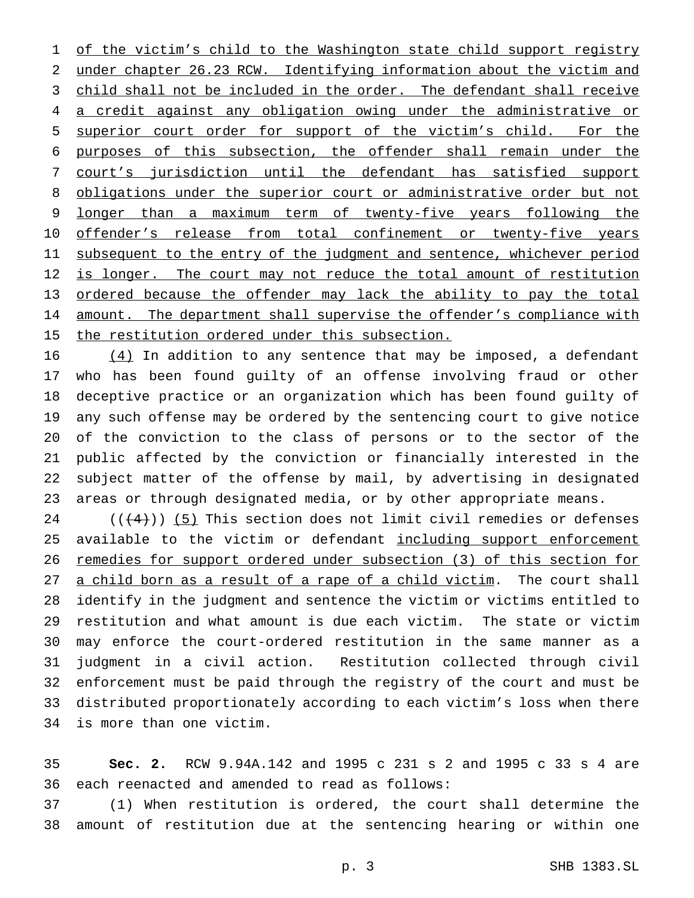of the victim's child to the Washington state child support registry under chapter 26.23 RCW. Identifying information about the victim and child shall not be included in the order. The defendant shall receive a credit against any obligation owing under the administrative or superior court order for support of the victim's child. For the purposes of this subsection, the offender shall remain under the court's jurisdiction until the defendant has satisfied support obligations under the superior court or administrative order but not longer than a maximum term of twenty-five years following the offender's release from total confinement or twenty-five years subsequent to the entry of the judgment and sentence, whichever period is longer. The court may not reduce the total amount of restitution ordered because the offender may lack the ability to pay the total amount. The department shall supervise the offender's compliance with the restitution ordered under this subsection.

(4) In addition to any sentence that may be imposed, a defendant who has been found guilty of an offense involving fraud or other deceptive practice or an organization which has been found guilty of any such offense may be ordered by the sentencing court to give notice of the conviction to the class of persons or to the sector of the public affected by the conviction or financially interested in the subject matter of the offense by mail, by advertising in designated areas or through designated media, or by other appropriate means.

((~~(4)~~)) (5) This section does not limit civil remedies or defenses available to the victim or defendant including support enforcement remedies for support ordered under subsection (3) of this section for a child born as a result of a rape of a child victim. The court shall identify in the judgment and sentence the victim or victims entitled to restitution and what amount is due each victim. The state or victim may enforce the court-ordered restitution in the same manner as a judgment in a civil action. Restitution collected through civil enforcement must be paid through the registry of the court and must be distributed proportionately according to each victim's loss when there is more than one victim.

**Sec. 2.** RCW 9.94A.142 and 1995 c 231 s 2 and 1995 c 33 s 4 are each reenacted and amended to read as follows:

(1) When restitution is ordered, the court shall determine the amount of restitution due at the sentencing hearing or within one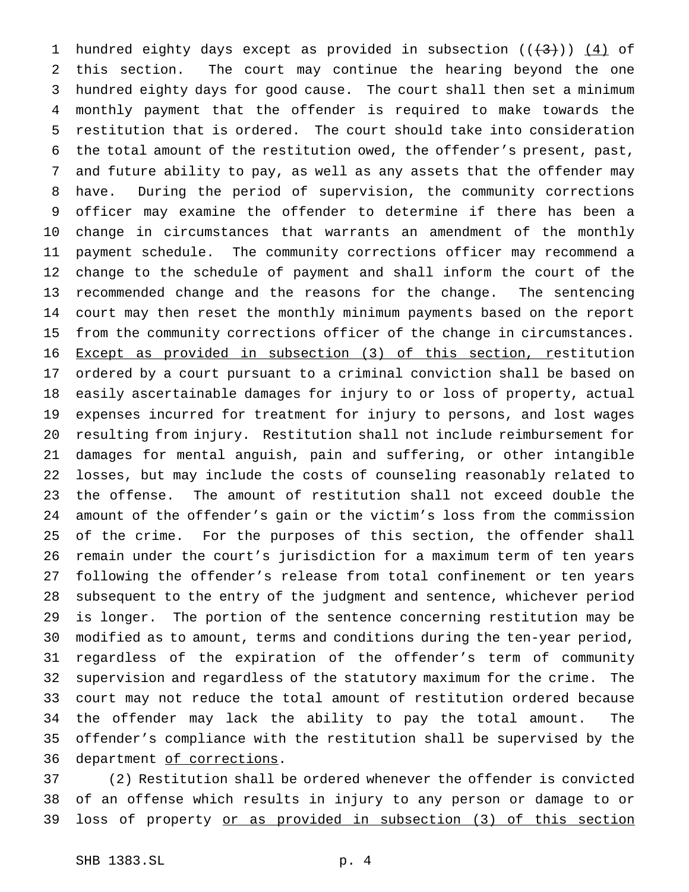hundred eighty days except as provided in subsection ((~~(3)~~)) <u>(4)</u> of this section. The court may continue the hearing beyond the one hundred eighty days for good cause. The court shall then set a minimum monthly payment that the offender is required to make towards the restitution that is ordered. The court should take into consideration the total amount of the restitution owed, the offender's present, past, and future ability to pay, as well as any assets that the offender may have. During the period of supervision, the community corrections officer may examine the offender to determine if there has been a change in circumstances that warrants an amendment of the monthly payment schedule. The community corrections officer may recommend a change to the schedule of payment and shall inform the court of the recommended change and the reasons for the change. The sentencing court may then reset the monthly minimum payments based on the report from the community corrections officer of the change in circumstances. <u>Except as provided in subsection (3) of this section, r</u>estitution ordered by a court pursuant to a criminal conviction shall be based on easily ascertainable damages for injury to or loss of property, actual expenses incurred for treatment for injury to persons, and lost wages resulting from injury. Restitution shall not include reimbursement for damages for mental anguish, pain and suffering, or other intangible losses, but may include the costs of counseling reasonably related to the offense. The amount of restitution shall not exceed double the amount of the offender's gain or the victim's loss from the commission of the crime. For the purposes of this section, the offender shall remain under the court's jurisdiction for a maximum term of ten years following the offender's release from total confinement or ten years subsequent to the entry of the judgment and sentence, whichever period is longer. The portion of the sentence concerning restitution may be modified as to amount, terms and conditions during the ten-year period, regardless of the expiration of the offender's term of community supervision and regardless of the statutory maximum for the crime. The court may not reduce the total amount of restitution ordered because the offender may lack the ability to pay the total amount. The offender's compliance with the restitution shall be supervised by the department <u>of corrections</u>.

(2) Restitution shall be ordered whenever the offender is convicted of an offense which results in injury to any person or damage to or loss of property <u>or as provided in subsection (3) of this section</u>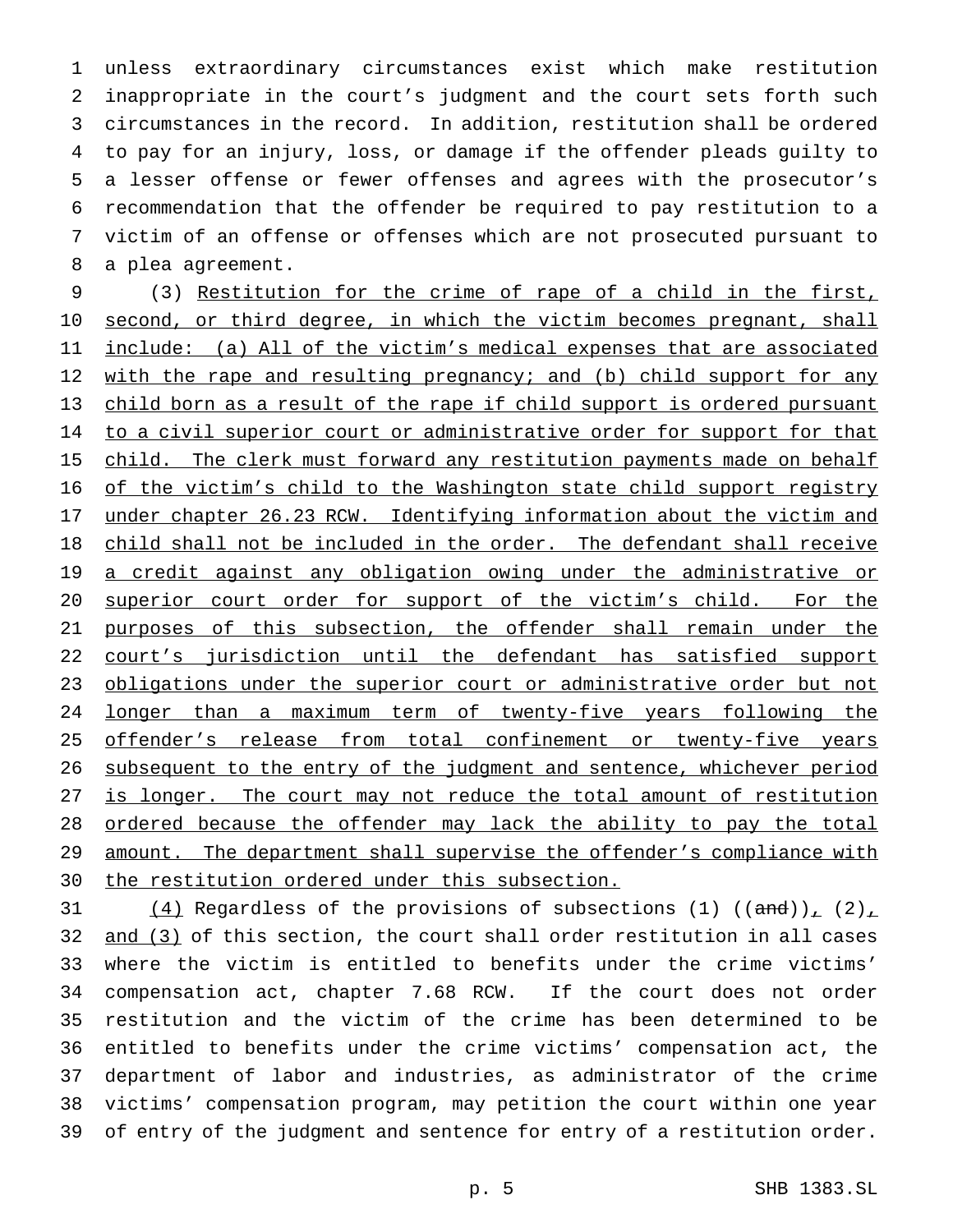unless extraordinary circumstances exist which make restitution inappropriate in the court's judgment and the court sets forth such circumstances in the record. In addition, restitution shall be ordered to pay for an injury, loss, or damage if the offender pleads guilty to a lesser offense or fewer offenses and agrees with the prosecutor's recommendation that the offender be required to pay restitution to a victim of an offense or offenses which are not prosecuted pursuant to a plea agreement.

(3) Restitution for the crime of rape of a child in the first, second, or third degree, in which the victim becomes pregnant, shall include: (a) All of the victim's medical expenses that are associated with the rape and resulting pregnancy; and (b) child support for any child born as a result of the rape if child support is ordered pursuant to a civil superior court or administrative order for support for that child. The clerk must forward any restitution payments made on behalf of the victim's child to the Washington state child support registry under chapter 26.23 RCW. Identifying information about the victim and child shall not be included in the order. The defendant shall receive a credit against any obligation owing under the administrative or superior court order for support of the victim's child. For the purposes of this subsection, the offender shall remain under the court's jurisdiction until the defendant has satisfied support obligations under the superior court or administrative order but not longer than a maximum term of twenty-five years following the offender's release from total confinement or twenty-five years subsequent to the entry of the judgment and sentence, whichever period is longer. The court may not reduce the total amount of restitution ordered because the offender may lack the ability to pay the total amount. The department shall supervise the offender's compliance with the restitution ordered under this subsection.

(4) Regardless of the provisions of subsections (1) ((~~and~~)), (2), and (3) of this section, the court shall order restitution in all cases where the victim is entitled to benefits under the crime victims' compensation act, chapter 7.68 RCW. If the court does not order restitution and the victim of the crime has been determined to be entitled to benefits under the crime victims' compensation act, the department of labor and industries, as administrator of the crime victims' compensation program, may petition the court within one year of entry of the judgment and sentence for entry of a restitution order.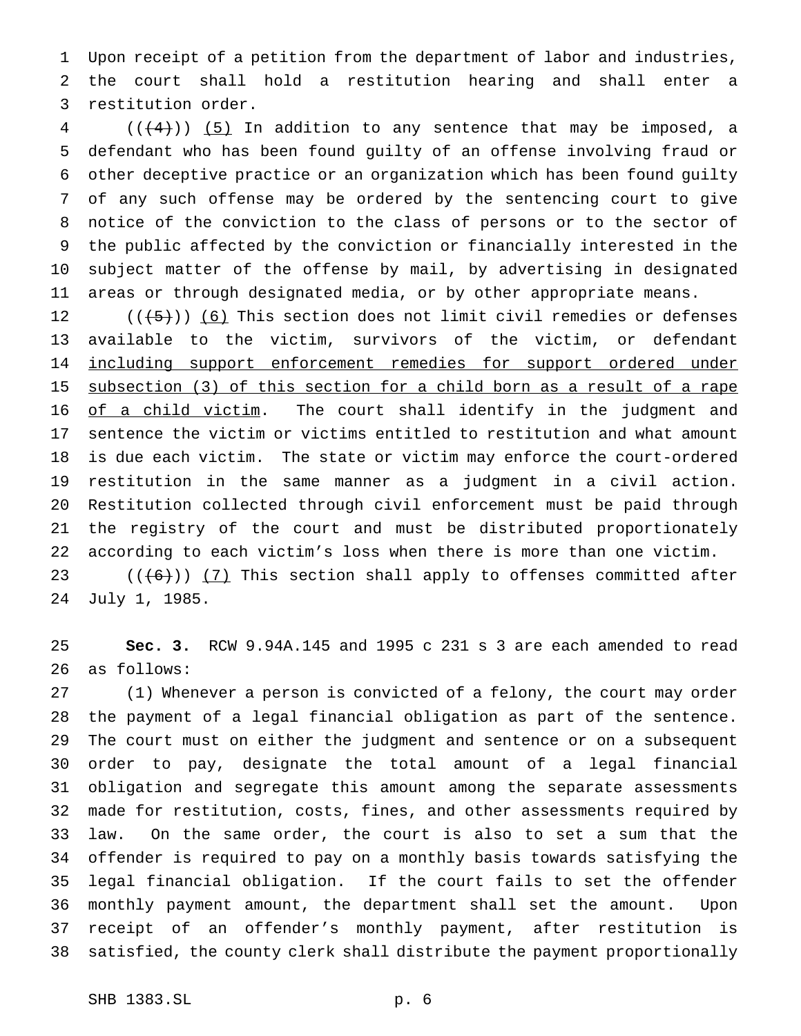Upon receipt of a petition from the department of labor and industries, the court shall hold a restitution hearing and shall enter a restitution order.

(((4))) (5) In addition to any sentence that may be imposed, a defendant who has been found guilty of an offense involving fraud or other deceptive practice or an organization which has been found guilty of any such offense may be ordered by the sentencing court to give notice of the conviction to the class of persons or to the sector of the public affected by the conviction or financially interested in the subject matter of the offense by mail, by advertising in designated areas or through designated media, or by other appropriate means.

(((5))) (6) This section does not limit civil remedies or defenses available to the victim, survivors of the victim, or defendant including support enforcement remedies for support ordered under subsection (3) of this section for a child born as a result of a rape of a child victim. The court shall identify in the judgment and sentence the victim or victims entitled to restitution and what amount is due each victim. The state or victim may enforce the court-ordered restitution in the same manner as a judgment in a civil action. Restitution collected through civil enforcement must be paid through the registry of the court and must be distributed proportionately according to each victim's loss when there is more than one victim.

(((6))) (7) This section shall apply to offenses committed after July 1, 1985.

**Sec. 3.** RCW 9.94A.145 and 1995 c 231 s 3 are each amended to read as follows:

(1) Whenever a person is convicted of a felony, the court may order the payment of a legal financial obligation as part of the sentence. The court must on either the judgment and sentence or on a subsequent order to pay, designate the total amount of a legal financial obligation and segregate this amount among the separate assessments made for restitution, costs, fines, and other assessments required by law. On the same order, the court is also to set a sum that the offender is required to pay on a monthly basis towards satisfying the legal financial obligation. If the court fails to set the offender monthly payment amount, the department shall set the amount. Upon receipt of an offender's monthly payment, after restitution is satisfied, the county clerk shall distribute the payment proportionally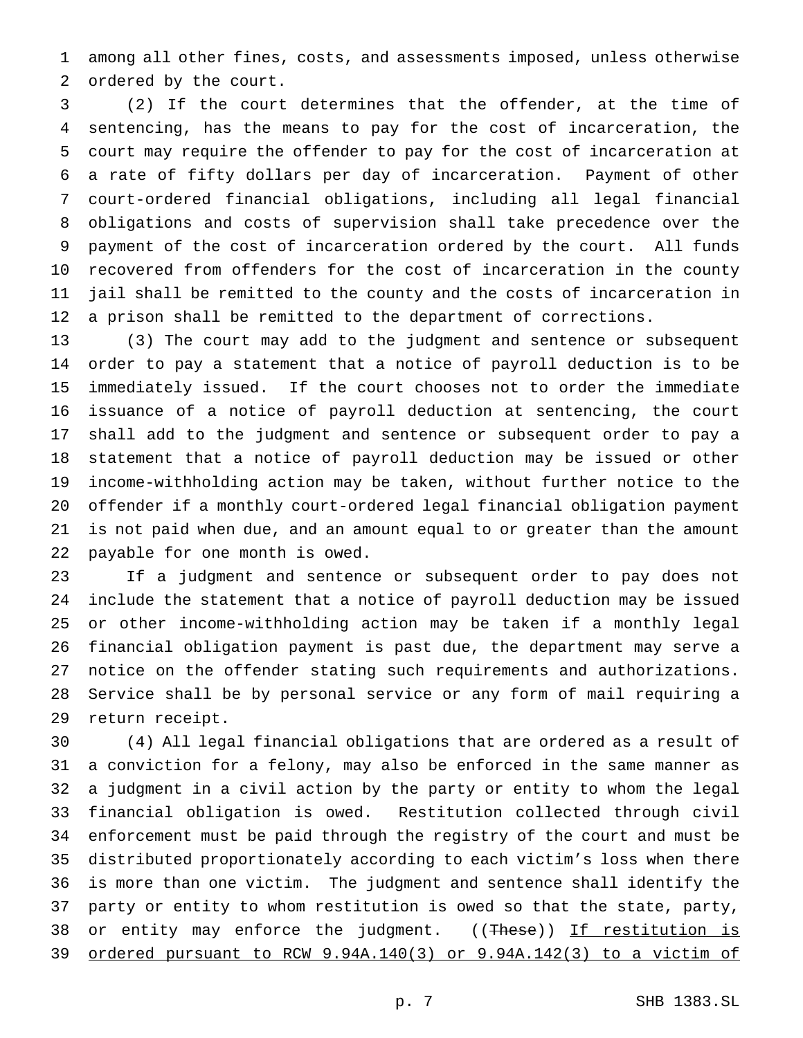among all other fines, costs, and assessments imposed, unless otherwise ordered by the court.

(2) If the court determines that the offender, at the time of sentencing, has the means to pay for the cost of incarceration, the court may require the offender to pay for the cost of incarceration at a rate of fifty dollars per day of incarceration. Payment of other court-ordered financial obligations, including all legal financial obligations and costs of supervision shall take precedence over the payment of the cost of incarceration ordered by the court. All funds recovered from offenders for the cost of incarceration in the county jail shall be remitted to the county and the costs of incarceration in a prison shall be remitted to the department of corrections.

(3) The court may add to the judgment and sentence or subsequent order to pay a statement that a notice of payroll deduction is to be immediately issued. If the court chooses not to order the immediate issuance of a notice of payroll deduction at sentencing, the court shall add to the judgment and sentence or subsequent order to pay a statement that a notice of payroll deduction may be issued or other income-withholding action may be taken, without further notice to the offender if a monthly court-ordered legal financial obligation payment is not paid when due, and an amount equal to or greater than the amount payable for one month is owed.

If a judgment and sentence or subsequent order to pay does not include the statement that a notice of payroll deduction may be issued or other income-withholding action may be taken if a monthly legal financial obligation payment is past due, the department may serve a notice on the offender stating such requirements and authorizations. Service shall be by personal service or any form of mail requiring a return receipt.

(4) All legal financial obligations that are ordered as a result of a conviction for a felony, may also be enforced in the same manner as a judgment in a civil action by the party or entity to whom the legal financial obligation is owed. Restitution collected through civil enforcement must be paid through the registry of the court and must be distributed proportionately according to each victim's loss when there is more than one victim. The judgment and sentence shall identify the party or entity to whom restitution is owed so that the state, party, or entity may enforce the judgment. ((~~These~~)) <u>If restitution is ordered pursuant to RCW 9.94A.140(3) or 9.94A.142(3) to a victim of</u>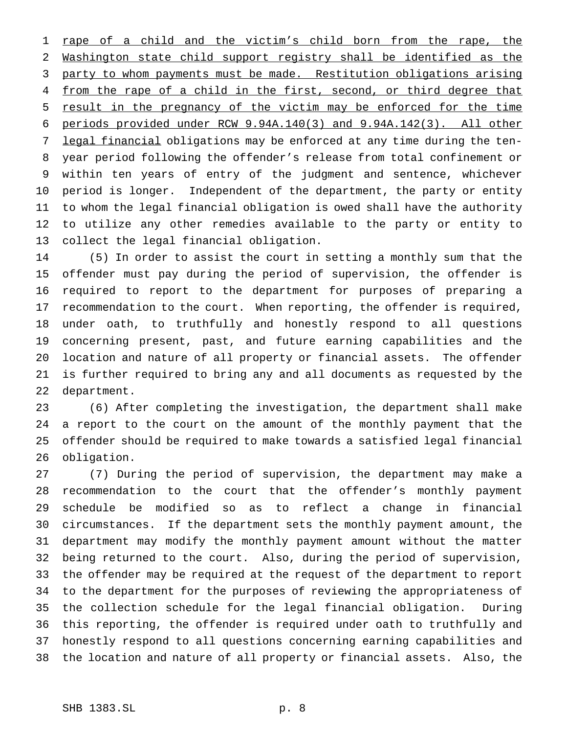rape of a child and the victim's child born from the rape, the Washington state child support registry shall be identified as the party to whom payments must be made. Restitution obligations arising from the rape of a child in the first, second, or third degree that result in the pregnancy of the victim may be enforced for the time periods provided under RCW 9.94A.140(3) and 9.94A.142(3). All other legal financial obligations may be enforced at any time during the ten-year period following the offender's release from total confinement or within ten years of entry of the judgment and sentence, whichever period is longer. Independent of the department, the party or entity to whom the legal financial obligation is owed shall have the authority to utilize any other remedies available to the party or entity to collect the legal financial obligation.

(5) In order to assist the court in setting a monthly sum that the offender must pay during the period of supervision, the offender is required to report to the department for purposes of preparing a recommendation to the court. When reporting, the offender is required, under oath, to truthfully and honestly respond to all questions concerning present, past, and future earning capabilities and the location and nature of all property or financial assets. The offender is further required to bring any and all documents as requested by the department.

(6) After completing the investigation, the department shall make a report to the court on the amount of the monthly payment that the offender should be required to make towards a satisfied legal financial obligation.

(7) During the period of supervision, the department may make a recommendation to the court that the offender's monthly payment schedule be modified so as to reflect a change in financial circumstances. If the department sets the monthly payment amount, the department may modify the monthly payment amount without the matter being returned to the court. Also, during the period of supervision, the offender may be required at the request of the department to report to the department for the purposes of reviewing the appropriateness of the collection schedule for the legal financial obligation. During this reporting, the offender is required under oath to truthfully and honestly respond to all questions concerning earning capabilities and the location and nature of all property or financial assets. Also, the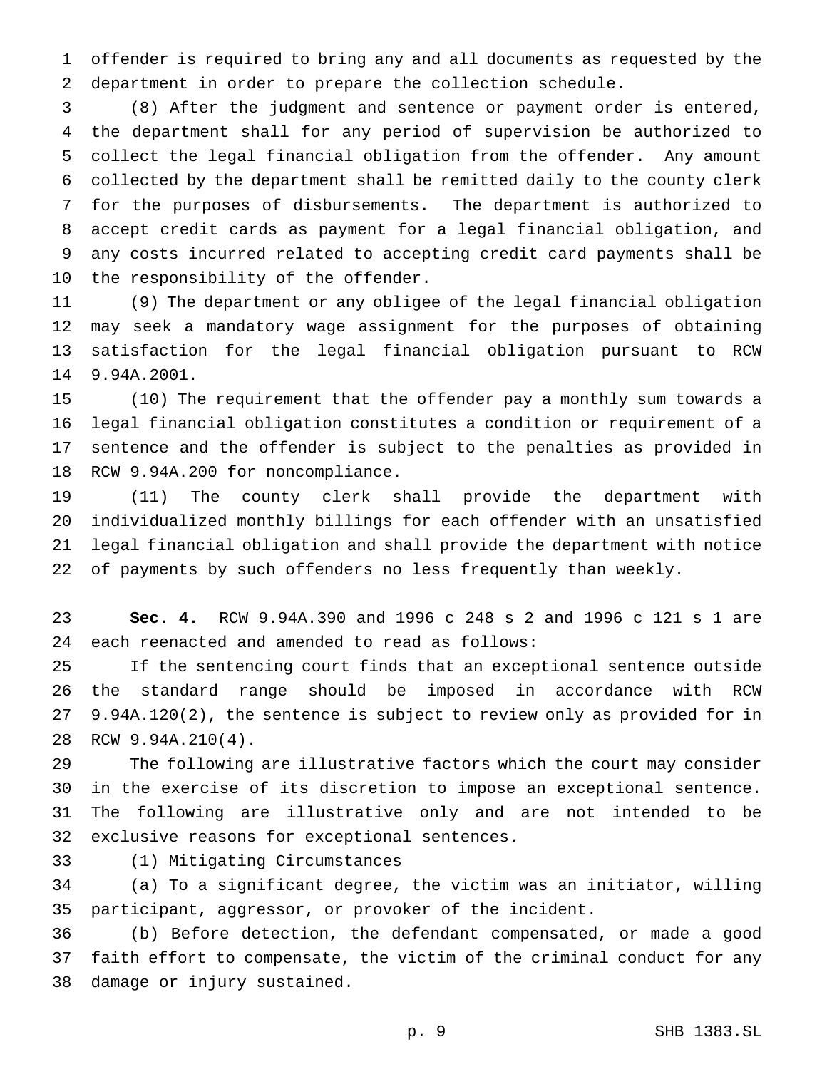offender is required to bring any and all documents as requested by the department in order to prepare the collection schedule.

(8) After the judgment and sentence or payment order is entered, the department shall for any period of supervision be authorized to collect the legal financial obligation from the offender. Any amount collected by the department shall be remitted daily to the county clerk for the purposes of disbursements. The department is authorized to accept credit cards as payment for a legal financial obligation, and any costs incurred related to accepting credit card payments shall be the responsibility of the offender.

(9) The department or any obligee of the legal financial obligation may seek a mandatory wage assignment for the purposes of obtaining satisfaction for the legal financial obligation pursuant to RCW 9.94A.2001.

(10) The requirement that the offender pay a monthly sum towards a legal financial obligation constitutes a condition or requirement of a sentence and the offender is subject to the penalties as provided in RCW 9.94A.200 for noncompliance.

(11) The county clerk shall provide the department with individualized monthly billings for each offender with an unsatisfied legal financial obligation and shall provide the department with notice of payments by such offenders no less frequently than weekly.

**Sec. 4.** RCW 9.94A.390 and 1996 c 248 s 2 and 1996 c 121 s 1 are each reenacted and amended to read as follows:

If the sentencing court finds that an exceptional sentence outside the standard range should be imposed in accordance with RCW 9.94A.120(2), the sentence is subject to review only as provided for in RCW 9.94A.210(4).

The following are illustrative factors which the court may consider in the exercise of its discretion to impose an exceptional sentence. The following are illustrative only and are not intended to be exclusive reasons for exceptional sentences.

(1) Mitigating Circumstances

(a) To a significant degree, the victim was an initiator, willing participant, aggressor, or provoker of the incident.

(b) Before detection, the defendant compensated, or made a good faith effort to compensate, the victim of the criminal conduct for any damage or injury sustained.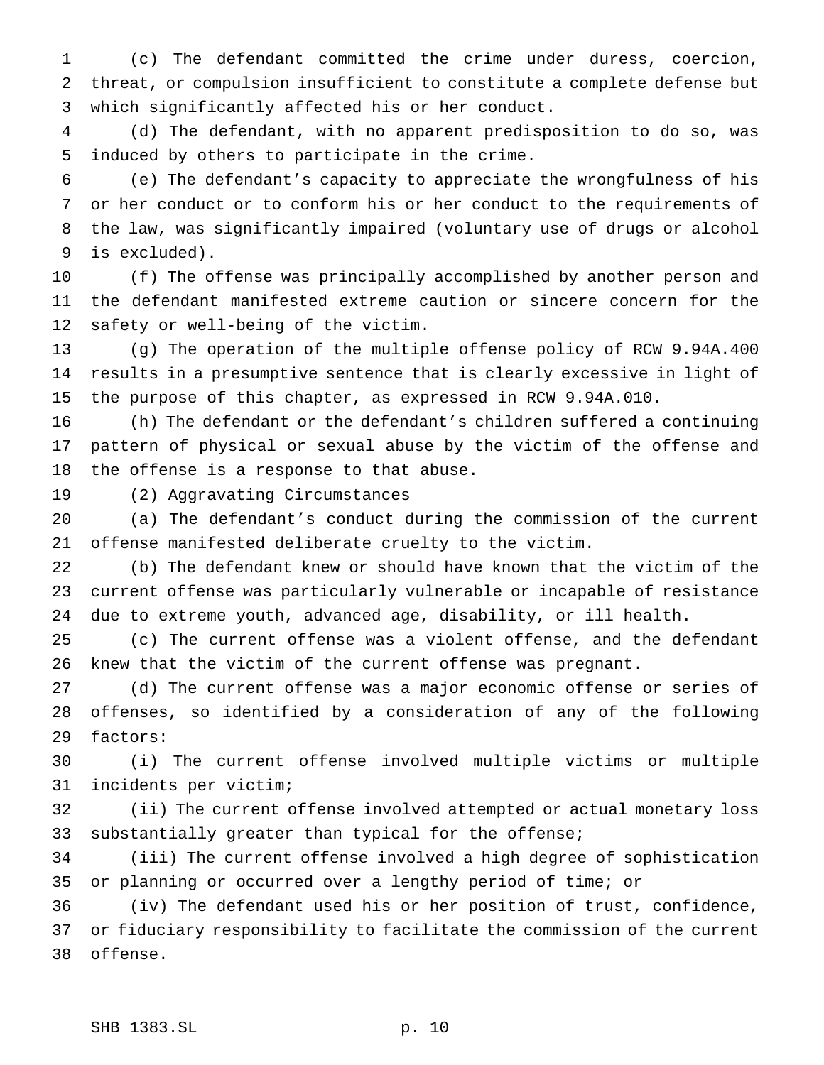(c) The defendant committed the crime under duress, coercion, threat, or compulsion insufficient to constitute a complete defense but which significantly affected his or her conduct.

(d) The defendant, with no apparent predisposition to do so, was induced by others to participate in the crime.

(e) The defendant's capacity to appreciate the wrongfulness of his or her conduct or to conform his or her conduct to the requirements of the law, was significantly impaired (voluntary use of drugs or alcohol is excluded).

(f) The offense was principally accomplished by another person and the defendant manifested extreme caution or sincere concern for the safety or well-being of the victim.

(g) The operation of the multiple offense policy of RCW 9.94A.400 results in a presumptive sentence that is clearly excessive in light of the purpose of this chapter, as expressed in RCW 9.94A.010.

(h) The defendant or the defendant's children suffered a continuing pattern of physical or sexual abuse by the victim of the offense and the offense is a response to that abuse.

(2) Aggravating Circumstances

(a) The defendant's conduct during the commission of the current offense manifested deliberate cruelty to the victim.

(b) The defendant knew or should have known that the victim of the current offense was particularly vulnerable or incapable of resistance due to extreme youth, advanced age, disability, or ill health.

(c) The current offense was a violent offense, and the defendant knew that the victim of the current offense was pregnant.

(d) The current offense was a major economic offense or series of offenses, so identified by a consideration of any of the following factors:

(i) The current offense involved multiple victims or multiple incidents per victim;

(ii) The current offense involved attempted or actual monetary loss substantially greater than typical for the offense;

(iii) The current offense involved a high degree of sophistication or planning or occurred over a lengthy period of time; or

(iv) The defendant used his or her position of trust, confidence, or fiduciary responsibility to facilitate the commission of the current offense.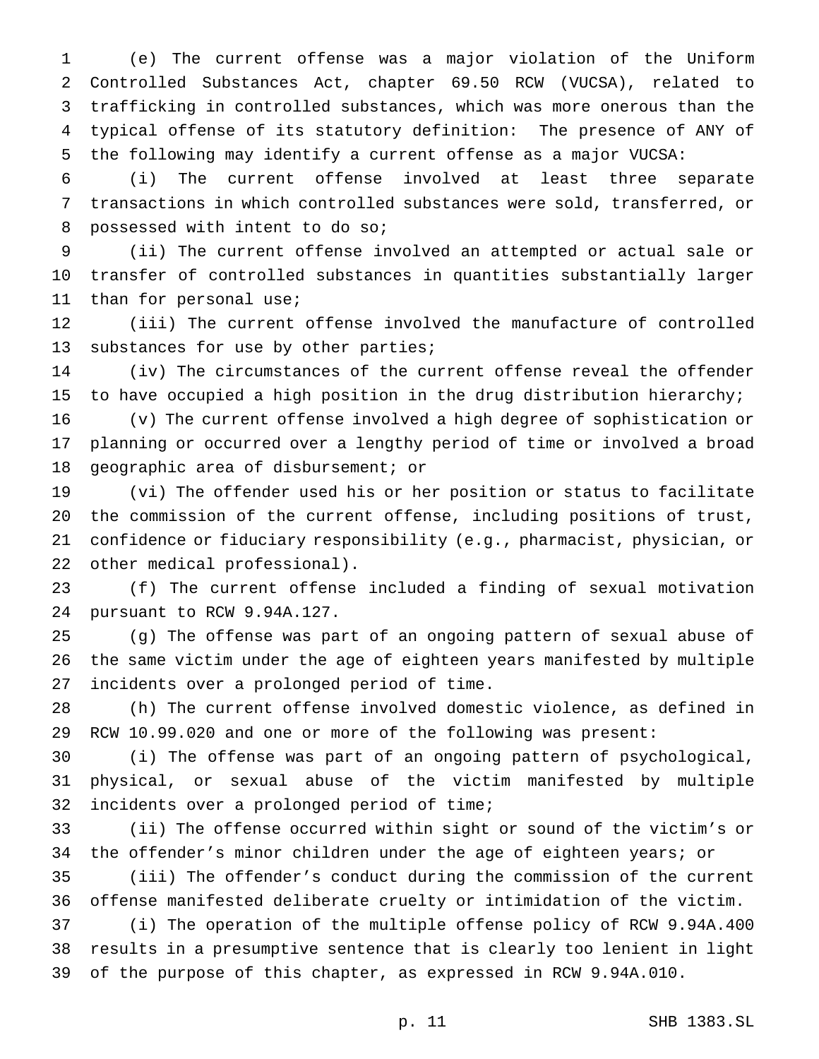(e) The current offense was a major violation of the Uniform Controlled Substances Act, chapter 69.50 RCW (VUCSA), related to trafficking in controlled substances, which was more onerous than the typical offense of its statutory definition: The presence of ANY of the following may identify a current offense as a major VUCSA:

(i) The current offense involved at least three separate transactions in which controlled substances were sold, transferred, or possessed with intent to do so;

(ii) The current offense involved an attempted or actual sale or transfer of controlled substances in quantities substantially larger than for personal use;

(iii) The current offense involved the manufacture of controlled substances for use by other parties;

(iv) The circumstances of the current offense reveal the offender to have occupied a high position in the drug distribution hierarchy;

(v) The current offense involved a high degree of sophistication or planning or occurred over a lengthy period of time or involved a broad geographic area of disbursement; or

(vi) The offender used his or her position or status to facilitate the commission of the current offense, including positions of trust, confidence or fiduciary responsibility (e.g., pharmacist, physician, or other medical professional).

(f) The current offense included a finding of sexual motivation pursuant to RCW 9.94A.127.

(g) The offense was part of an ongoing pattern of sexual abuse of the same victim under the age of eighteen years manifested by multiple incidents over a prolonged period of time.

(h) The current offense involved domestic violence, as defined in RCW 10.99.020 and one or more of the following was present:

(i) The offense was part of an ongoing pattern of psychological, physical, or sexual abuse of the victim manifested by multiple incidents over a prolonged period of time;

(ii) The offense occurred within sight or sound of the victim's or the offender's minor children under the age of eighteen years; or

(iii) The offender's conduct during the commission of the current offense manifested deliberate cruelty or intimidation of the victim.

(i) The operation of the multiple offense policy of RCW 9.94A.400 results in a presumptive sentence that is clearly too lenient in light of the purpose of this chapter, as expressed in RCW 9.94A.010.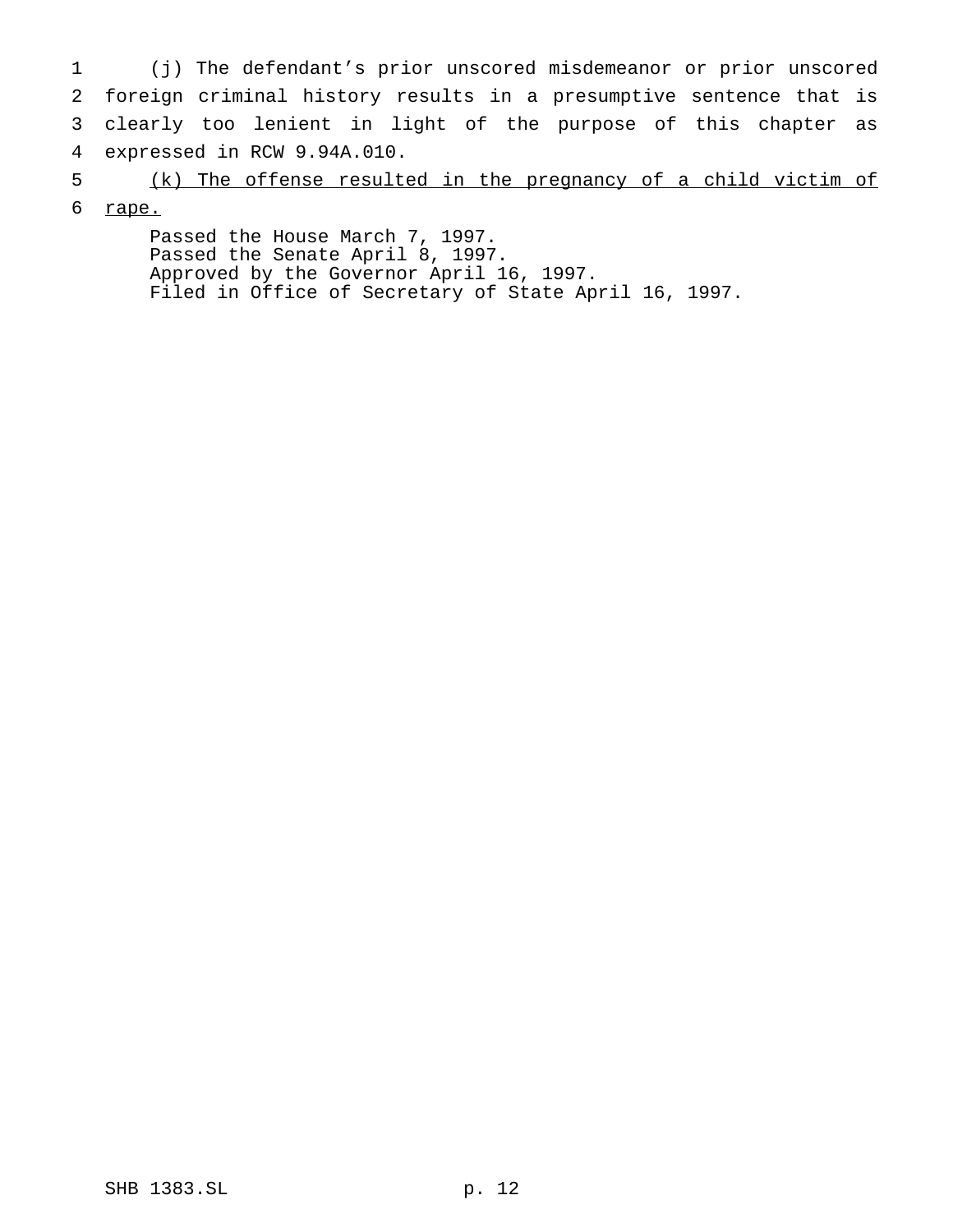(j) The defendant's prior unscored misdemeanor or prior unscored foreign criminal history results in a presumptive sentence that is clearly too lenient in light of the purpose of this chapter as expressed in RCW 9.94A.010.

<u>(k) The offense resulted in the pregnancy of a child victim of rape.</u>

Passed the House March 7, 1997.
Passed the Senate April 8, 1997.
Approved by the Governor April 16, 1997.
Filed in Office of Secretary of State April 16, 1997.